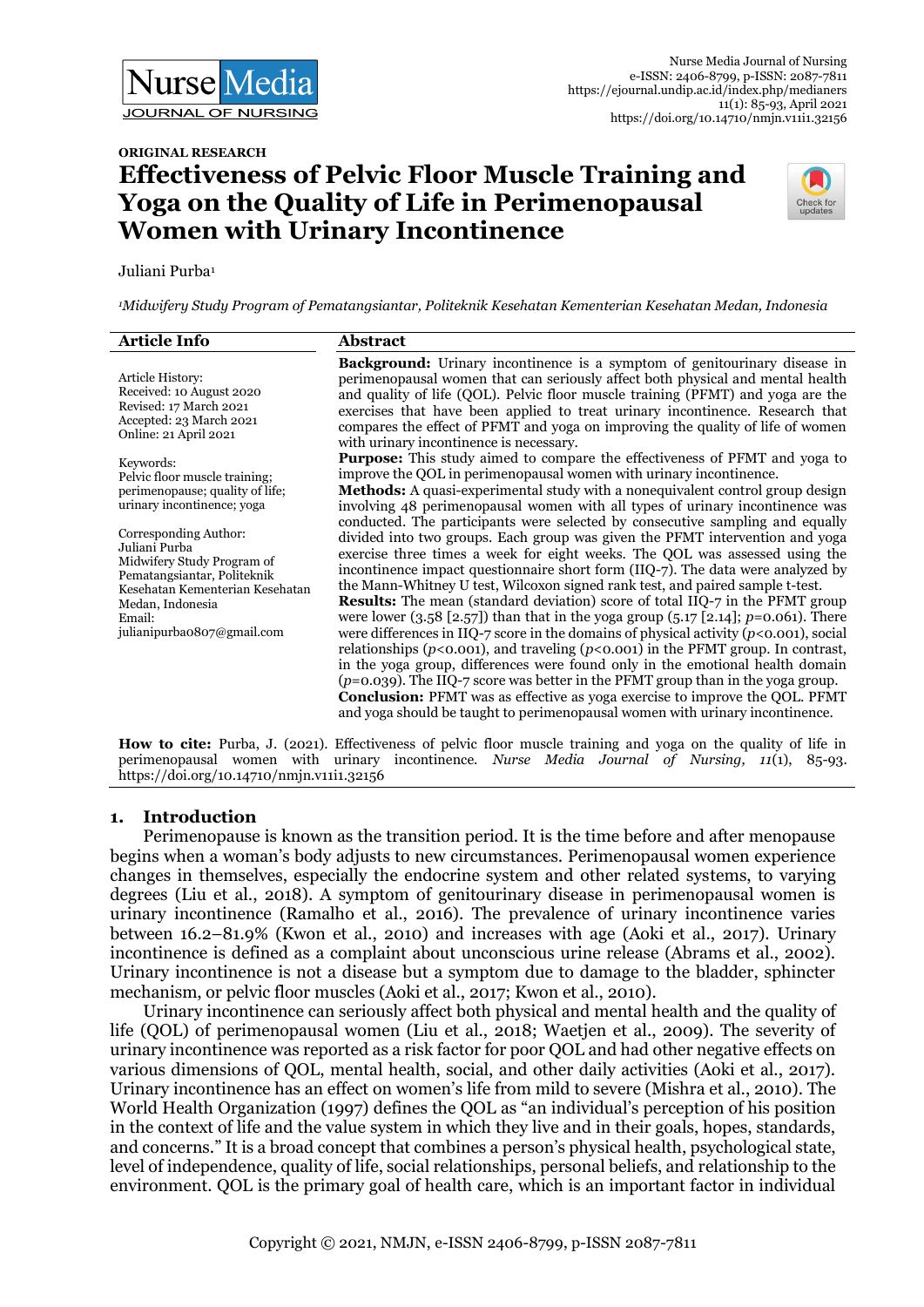ORIGINAL RESEARCH

# Effectiveness of Pelvic Floor Muscle Training and Yoga on the Quality of Life in Perimenopausal Women with Urinary Incontinence

Juliani Purba[1]

[1]*Midwifery Study Program of Pematangsiantar, Politeknik Kesehatan Kementerian Kesehatan Medan, Indonesia*

## Article Info

Article History:
Received: 10 August 2020
Revised: 17 March 2021
Accepted: 23 March 2021
Online: 21 April 2021

Keywords:
Pelvic floor muscle training; perimenopause; quality of life; urinary incontinence; yoga

Corresponding Author:
Juliani Purba
Midwifery Study Program of Pematangsiantar, Politeknik Kesehatan Kementerian Kesehatan Medan, Indonesia
Email: julianipurba0807@gmail.com

## Abstract

**Background:** Urinary incontinence is a symptom of genitourinary disease in perimenopausal women that can seriously affect both physical and mental health and quality of life (QOL). Pelvic floor muscle training (PFMT) and yoga are the exercises that have been applied to treat urinary incontinence. Research that compares the effect of PFMT and yoga on improving the quality of life of women with urinary incontinence is necessary.

**Purpose:** This study aimed to compare the effectiveness of PFMT and yoga to improve the QOL in perimenopausal women with urinary incontinence.

**Methods:** A quasi-experimental study with a nonequivalent control group design involving 48 perimenopausal women with all types of urinary incontinence was conducted. The participants were selected by consecutive sampling and equally divided into two groups. Each group was given the PFMT intervention and yoga exercise three times a week for eight weeks. The QOL was assessed using the incontinence impact questionnaire short form (IIQ-7). The data were analyzed by the Mann-Whitney U test, Wilcoxon signed rank test, and paired sample t-test.

**Results:** The mean (standard deviation) score of total IIQ-7 in the PFMT group were lower (3.58 [2.57]) than that in the yoga group (5.17 [2.14]; $p$=0.061). There were differences in IIQ-7 score in the domains of physical activity ($p$<0.001), social relationships ($p$<0.001), and traveling ($p$<0.001) in the PFMT group. In contrast, in the yoga group, differences were found only in the emotional health domain ($p$=0.039). The IIQ-7 score was better in the PFMT group than in the yoga group.

**Conclusion:** PFMT was as effective as yoga exercise to improve the QOL. PFMT and yoga should be taught to perimenopausal women with urinary incontinence.

**How to cite:** Purba, J. (2021). Effectiveness of pelvic floor muscle training and yoga on the quality of life in perimenopausal women with urinary incontinence. *Nurse Media Journal of Nursing, 11*(1), 85-93. https://doi.org/10.14710/nmjn.v11i1.32156

## 1. Introduction

Perimenopause is known as the transition period. It is the time before and after menopause begins when a woman's body adjusts to new circumstances. Perimenopausal women experience changes in themselves, especially the endocrine system and other related systems, to varying degrees (Liu et al., 2018). A symptom of genitourinary disease in perimenopausal women is urinary incontinence (Ramalho et al., 2016). The prevalence of urinary incontinence varies between 16.2–81.9% (Kwon et al., 2010) and increases with age (Aoki et al., 2017). Urinary incontinence is defined as a complaint about unconscious urine release (Abrams et al., 2002). Urinary incontinence is not a disease but a symptom due to damage to the bladder, sphincter mechanism, or pelvic floor muscles (Aoki et al., 2017; Kwon et al., 2010).

Urinary incontinence can seriously affect both physical and mental health and the quality of life (QOL) of perimenopausal women (Liu et al., 2018; Waetjen et al., 2009). The severity of urinary incontinence was reported as a risk factor for poor QOL and had other negative effects on various dimensions of QOL, mental health, social, and other daily activities (Aoki et al., 2017). Urinary incontinence has an effect on women's life from mild to severe (Mishra et al., 2010). The World Health Organization (1997) defines the QOL as "an individual's perception of his position in the context of life and the value system in which they live and in their goals, hopes, standards, and concerns." It is a broad concept that combines a person's physical health, psychological state, level of independence, quality of life, social relationships, personal beliefs, and relationship to the environment. QOL is the primary goal of health care, which is an important factor in individual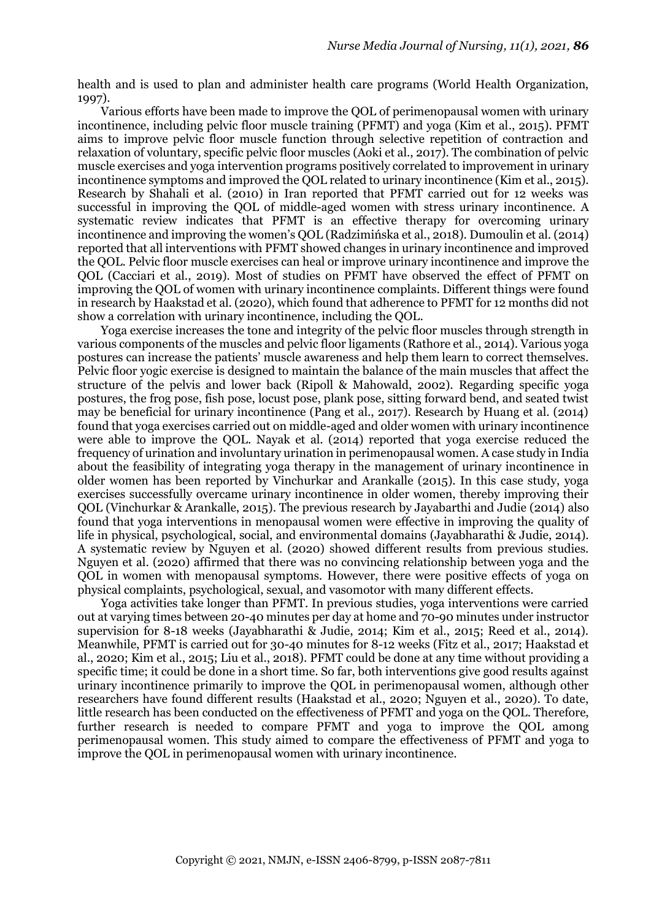health and is used to plan and administer health care programs (World Health Organization, 1997).

Various efforts have been made to improve the QOL of perimenopausal women with urinary incontinence, including pelvic floor muscle training (PFMT) and yoga (Kim et al., 2015). PFMT aims to improve pelvic floor muscle function through selective repetition of contraction and relaxation of voluntary, specific pelvic floor muscles (Aoki et al., 2017). The combination of pelvic muscle exercises and yoga intervention programs positively correlated to improvement in urinary incontinence symptoms and improved the QOL related to urinary incontinence (Kim et al., 2015). Research by Shahali et al. (2010) in Iran reported that PFMT carried out for 12 weeks was successful in improving the QOL of middle-aged women with stress urinary incontinence. A systematic review indicates that PFMT is an effective therapy for overcoming urinary incontinence and improving the women's QOL (Radzimińska et al., 2018). Dumoulin et al. (2014) reported that all interventions with PFMT showed changes in urinary incontinence and improved the QOL. Pelvic floor muscle exercises can heal or improve urinary incontinence and improve the QOL (Cacciari et al., 2019). Most of studies on PFMT have observed the effect of PFMT on improving the QOL of women with urinary incontinence complaints. Different things were found in research by Haakstad et al. (2020), which found that adherence to PFMT for 12 months did not show a correlation with urinary incontinence, including the QOL.

Yoga exercise increases the tone and integrity of the pelvic floor muscles through strength in various components of the muscles and pelvic floor ligaments (Rathore et al., 2014). Various yoga postures can increase the patients' muscle awareness and help them learn to correct themselves. Pelvic floor yogic exercise is designed to maintain the balance of the main muscles that affect the structure of the pelvis and lower back (Ripoll & Mahowald, 2002). Regarding specific yoga postures, the frog pose, fish pose, locust pose, plank pose, sitting forward bend, and seated twist may be beneficial for urinary incontinence (Pang et al., 2017). Research by Huang et al. (2014) found that yoga exercises carried out on middle-aged and older women with urinary incontinence were able to improve the QOL. Nayak et al. (2014) reported that yoga exercise reduced the frequency of urination and involuntary urination in perimenopausal women. A case study in India about the feasibility of integrating yoga therapy in the management of urinary incontinence in older women has been reported by Vinchurkar and Arankalle (2015). In this case study, yoga exercises successfully overcame urinary incontinence in older women, thereby improving their QOL (Vinchurkar & Arankalle, 2015). The previous research by Jayabarthi and Judie (2014) also found that yoga interventions in menopausal women were effective in improving the quality of life in physical, psychological, social, and environmental domains (Jayabharathi & Judie, 2014). A systematic review by Nguyen et al. (2020) showed different results from previous studies. Nguyen et al. (2020) affirmed that there was no convincing relationship between yoga and the QOL in women with menopausal symptoms. However, there were positive effects of yoga on physical complaints, psychological, sexual, and vasomotor with many different effects.

Yoga activities take longer than PFMT. In previous studies, yoga interventions were carried out at varying times between 20-40 minutes per day at home and 70-90 minutes under instructor supervision for 8-18 weeks (Jayabharathi & Judie, 2014; Kim et al., 2015; Reed et al., 2014). Meanwhile, PFMT is carried out for 30-40 minutes for 8-12 weeks (Fitz et al., 2017; Haakstad et al., 2020; Kim et al., 2015; Liu et al., 2018). PFMT could be done at any time without providing a specific time; it could be done in a short time. So far, both interventions give good results against urinary incontinence primarily to improve the QOL in perimenopausal women, although other researchers have found different results (Haakstad et al., 2020; Nguyen et al., 2020). To date, little research has been conducted on the effectiveness of PFMT and yoga on the QOL. Therefore, further research is needed to compare PFMT and yoga to improve the QOL among perimenopausal women. This study aimed to compare the effectiveness of PFMT and yoga to improve the QOL in perimenopausal women with urinary incontinence.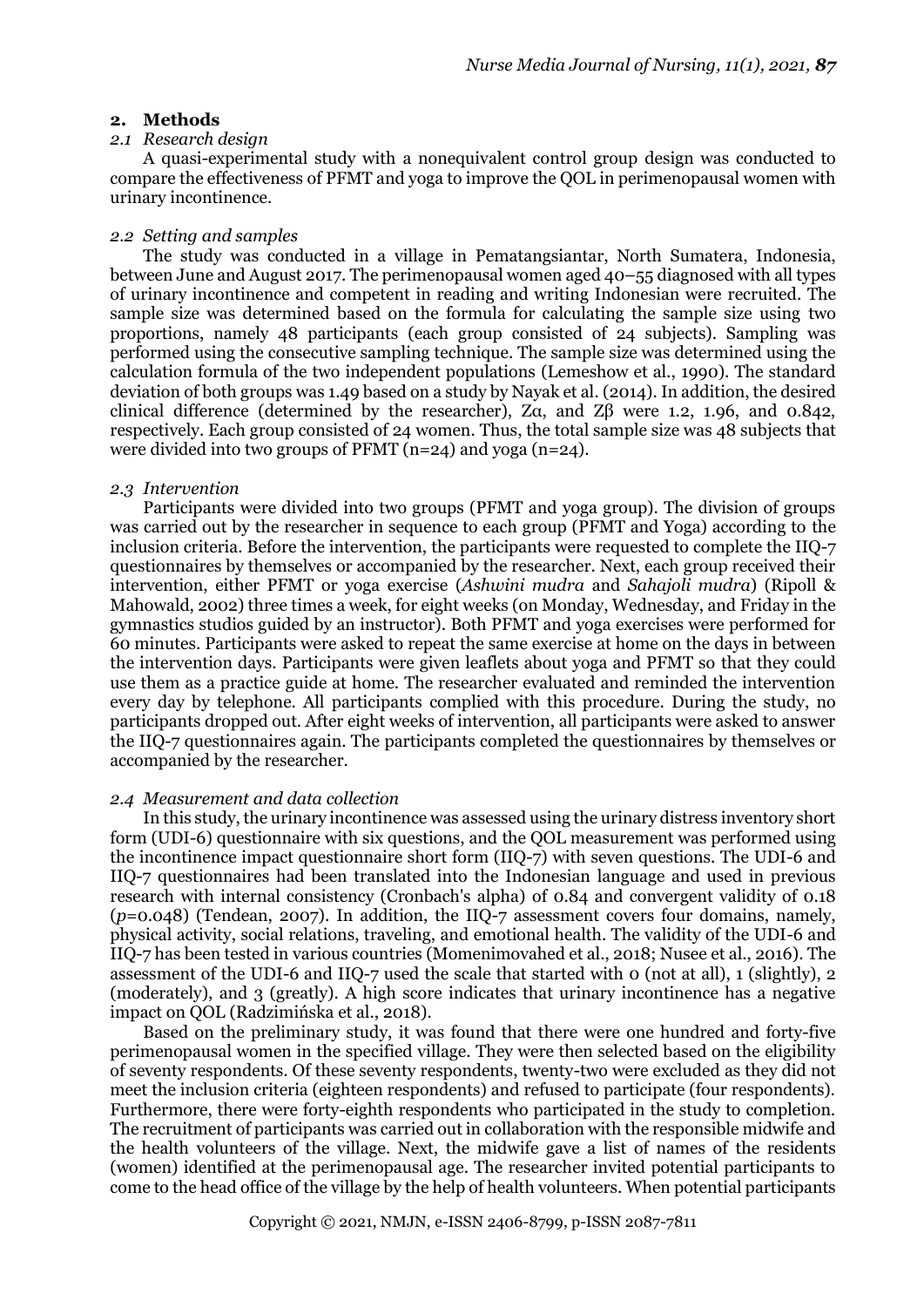## 2. Methods

### 2.1 Research design

A quasi-experimental study with a nonequivalent control group design was conducted to compare the effectiveness of PFMT and yoga to improve the QOL in perimenopausal women with urinary incontinence.

### 2.2 Setting and samples

The study was conducted in a village in Pematangsiantar, North Sumatera, Indonesia, between June and August 2017. The perimenopausal women aged 40–55 diagnosed with all types of urinary incontinence and competent in reading and writing Indonesian were recruited. The sample size was determined based on the formula for calculating the sample size using two proportions, namely 48 participants (each group consisted of 24 subjects). Sampling was performed using the consecutive sampling technique. The sample size was determined using the calculation formula of the two independent populations (Lemeshow et al., 1990). The standard deviation of both groups was 1.49 based on a study by Nayak et al. (2014). In addition, the desired clinical difference (determined by the researcher), $Z\alpha$, and $Z\beta$ were 1.2, 1.96, and 0.842, respectively. Each group consisted of 24 women. Thus, the total sample size was 48 subjects that were divided into two groups of PFMT (n=24) and yoga (n=24).

### 2.3 Intervention

Participants were divided into two groups (PFMT and yoga group). The division of groups was carried out by the researcher in sequence to each group (PFMT and Yoga) according to the inclusion criteria. Before the intervention, the participants were requested to complete the IIQ-7 questionnaires by themselves or accompanied by the researcher. Next, each group received their intervention, either PFMT or yoga exercise (*Ashwini mudra* and *Sahajoli mudra*) (Ripoll & Mahowald, 2002) three times a week, for eight weeks (on Monday, Wednesday, and Friday in the gymnastics studios guided by an instructor). Both PFMT and yoga exercises were performed for 60 minutes. Participants were asked to repeat the same exercise at home on the days in between the intervention days. Participants were given leaflets about yoga and PFMT so that they could use them as a practice guide at home. The researcher evaluated and reminded the intervention every day by telephone. All participants complied with this procedure. During the study, no participants dropped out. After eight weeks of intervention, all participants were asked to answer the IIQ-7 questionnaires again. The participants completed the questionnaires by themselves or accompanied by the researcher.

### 2.4 Measurement and data collection

In this study, the urinary incontinence was assessed using the urinary distress inventory short form (UDI-6) questionnaire with six questions, and the QOL measurement was performed using the incontinence impact questionnaire short form (IIQ-7) with seven questions. The UDI-6 and IIQ-7 questionnaires had been translated into the Indonesian language and used in previous research with internal consistency (Cronbach's alpha) of 0.84 and convergent validity of 0.18 ($p$=0.048) (Tendean, 2007). In addition, the IIQ-7 assessment covers four domains, namely, physical activity, social relations, traveling, and emotional health. The validity of the UDI-6 and IIQ-7 has been tested in various countries (Momenimovahed et al., 2018; Nusee et al., 2016). The assessment of the UDI-6 and IIQ-7 used the scale that started with 0 (not at all), 1 (slightly), 2 (moderately), and 3 (greatly). A high score indicates that urinary incontinence has a negative impact on QOL (Radzimińska et al., 2018).

Based on the preliminary study, it was found that there were one hundred and forty-five perimenopausal women in the specified village. They were then selected based on the eligibility of seventy respondents. Of these seventy respondents, twenty-two were excluded as they did not meet the inclusion criteria (eighteen respondents) and refused to participate (four respondents). Furthermore, there were forty-eighth respondents who participated in the study to completion. The recruitment of participants was carried out in collaboration with the responsible midwife and the health volunteers of the village. Next, the midwife gave a list of names of the residents (women) identified at the perimenopausal age. The researcher invited potential participants to come to the head office of the village by the help of health volunteers. When potential participants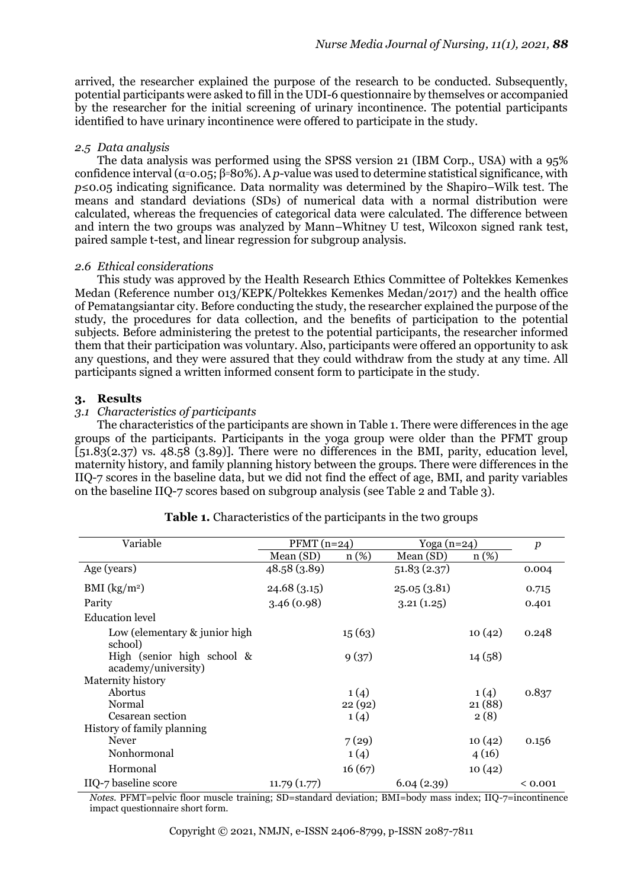arrived, the researcher explained the purpose of the research to be conducted. Subsequently, potential participants were asked to fill in the UDI-6 questionnaire by themselves or accompanied by the researcher for the initial screening of urinary incontinence. The potential participants identified to have urinary incontinence were offered to participate in the study.

### *2.5 Data analysis*

The data analysis was performed using the SPSS version 21 (IBM Corp., USA) with a 95% confidence interval ($\alpha$=0.05; $\beta$=80%). A *p*-value was used to determine statistical significance, with $p \leq 0.05$ indicating significance. Data normality was determined by the Shapiro–Wilk test. The means and standard deviations (SDs) of numerical data with a normal distribution were calculated, whereas the frequencies of categorical data were calculated. The difference between and intern the two groups was analyzed by Mann–Whitney U test, Wilcoxon signed rank test, paired sample t-test, and linear regression for subgroup analysis.

### *2.6 Ethical considerations*

This study was approved by the Health Research Ethics Committee of Poltekkes Kemenkes Medan (Reference number 013/KEPK/Poltekkes Kemenkes Medan/2017) and the health office of Pematangsiantar city. Before conducting the study, the researcher explained the purpose of the study, the procedures for data collection, and the benefits of participation to the potential subjects. Before administering the pretest to the potential participants, the researcher informed them that their participation was voluntary. Also, participants were offered an opportunity to ask any questions, and they were assured that they could withdraw from the study at any time. All participants signed a written informed consent form to participate in the study.

## 3. Results

### *3.1 Characteristics of participants*

The characteristics of the participants are shown in Table 1. There were differences in the age groups of the participants. Participants in the yoga group were older than the PFMT group [51.83(2.37) vs. 48.58 (3.89)]. There were no differences in the BMI, parity, education level, maternity history, and family planning history between the groups. There were differences in the IIQ-7 scores in the baseline data, but we did not find the effect of age, BMI, and parity variables on the baseline IIQ-7 scores based on subgroup analysis (see Table 2 and Table 3).

**Table 1.** Characteristics of the participants in the two groups

| Variable | PFMT (n=24) | | Yoga (n=24) | | *p* |
|---|---|---|---|---|---|
| | Mean (SD) | n (%) | Mean (SD) | n (%) | |
| Age (years) | 48.58 (3.89) | | 51.83 (2.37) | | 0.004 |
| BMI (kg/m$^2$) | 24.68 (3.15) | | 25.05 (3.81) | | 0.715 |
| Parity | 3.46 (0.98) | | 3.21 (1.25) | | 0.401 |
| Education level | | | | | |
| Low (elementary & junior high school) | | 15 (63) | | 10 (42) | 0.248 |
| High (senior high school & academy/university) | | 9 (37) | | 14 (58) | |
| Maternity history | | | | | |
| Abortus | | 1 (4) | | 1 (4) | 0.837 |
| Normal | | 22 (92) | | 21 (88) | |
| Cesarean section | | 1 (4) | | 2 (8) | |
| History of family planning | | | | | |
| Never | | 7 (29) | | 10 (42) | 0.156 |
| Nonhormonal | | 1 (4) | | 4 (16) | |
| Hormonal | | 16 (67) | | 10 (42) | |
| IIQ-7 baseline score | 11.79 (1.77) | | 6.04 (2.39) | | < 0.001 |

*Notes.* PFMT=pelvic floor muscle training; SD=standard deviation; BMI=body mass index; IIQ-7=incontinence impact questionnaire short form.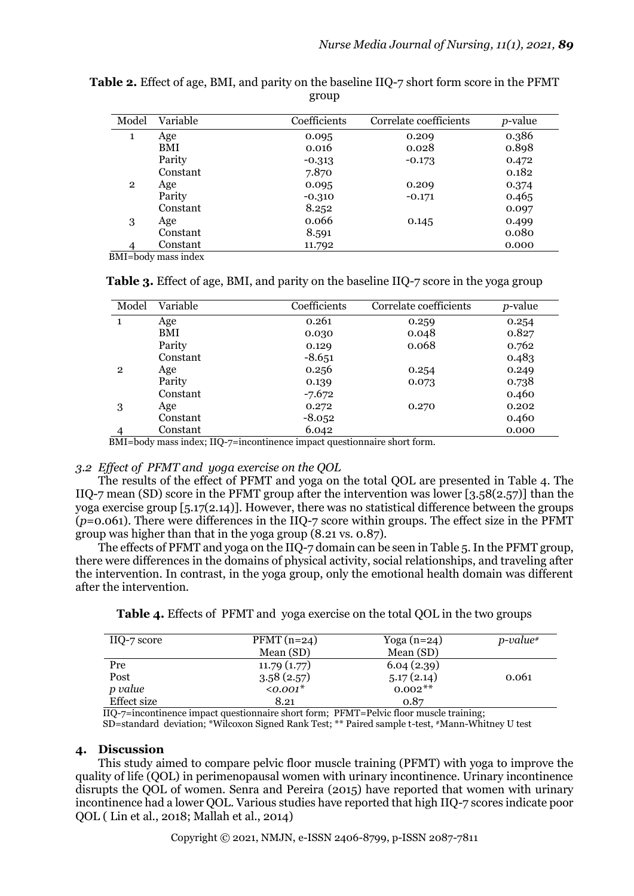**Table 2.** Effect of age, BMI, and parity on the baseline IIQ-7 short form score in the PFMT group

| Model | Variable | Coefficients | Correlate coefficients | *p*-value |
|---|---|---|---|---|
| 1 | Age | 0.095 | 0.209 | 0.386 |
| | BMI | 0.016 | 0.028 | 0.898 |
| | Parity | -0.313 | -0.173 | 0.472 |
| | Constant | 7.870 | | 0.182 |
| 2 | Age | 0.095 | 0.209 | 0.374 |
| | Parity | -0.310 | -0.171 | 0.465 |
| | Constant | 8.252 | | 0.097 |
| 3 | Age | 0.066 | 0.145 | 0.499 |
| | Constant | 8.591 | | 0.080 |
| 4 | Constant | 11.792 | | 0.000 |

BMI=body mass index

**Table 3.** Effect of age, BMI, and parity on the baseline IIQ-7 score in the yoga group

| Model | Variable | Coefficients | Correlate coefficients | *p*-value |
|---|---|---|---|---|
| 1 | Age | 0.261 | 0.259 | 0.254 |
| | BMI | 0.030 | 0.048 | 0.827 |
| | Parity | 0.129 | 0.068 | 0.762 |
| | Constant | -8.651 | | 0.483 |
| 2 | Age | 0.256 | 0.254 | 0.249 |
| | Parity | 0.139 | 0.073 | 0.738 |
| | Constant | -7.672 | | 0.460 |
| 3 | Age | 0.272 | 0.270 | 0.202 |
| | Constant | -8.052 | | 0.460 |
| 4 | Constant | 6.042 | | 0.000 |

BMI=body mass index; IIQ-7=incontinence impact questionnaire short form.

### *3.2 Effect of PFMT and yoga exercise on the QOL*

The results of the effect of PFMT and yoga on the total QOL are presented in Table 4. The IIQ-7 mean (SD) score in the PFMT group after the intervention was lower [3.58(2.57)] than the yoga exercise group [5.17(2.14)]. However, there was no statistical difference between the groups (*p*=0.061). There were differences in the IIQ-7 score within groups. The effect size in the PFMT group was higher than that in the yoga group (8.21 vs. 0.87).

The effects of PFMT and yoga on the IIQ-7 domain can be seen in Table 5. In the PFMT group, there were differences in the domains of physical activity, social relationships, and traveling after the intervention. In contrast, in the yoga group, only the emotional health domain was different after the intervention.

**Table 4.** Effects of PFMT and yoga exercise on the total QOL in the two groups

| IIQ-7 score | PFMT (n=24) Mean (SD) | Yoga (n=24) Mean (SD) | *p-value*# |
|---|---|---|---|
| Pre | 11.79 (1.77) | 6.04 (2.39) | |
| Post | 3.58 (2.57) | 5.17 (2.14) | 0.061 |
| *p value* | *<0.001** | 0.002** | |
| Effect size | 8.21 | 0.87 | |

IIQ-7=incontinence impact questionnaire short form; PFMT=Pelvic floor muscle training; SD=standard deviation; *Wilcoxon Signed Rank Test; ** Paired sample t-test, #Mann-Whitney U test

## 4. Discussion

This study aimed to compare pelvic floor muscle training (PFMT) with yoga to improve the quality of life (QOL) in perimenopausal women with urinary incontinence. Urinary incontinence disrupts the QOL of women. Senra and Pereira (2015) have reported that women with urinary incontinence had a lower QOL. Various studies have reported that high IIQ-7 scores indicate poor QOL ( Lin et al., 2018; Mallah et al., 2014)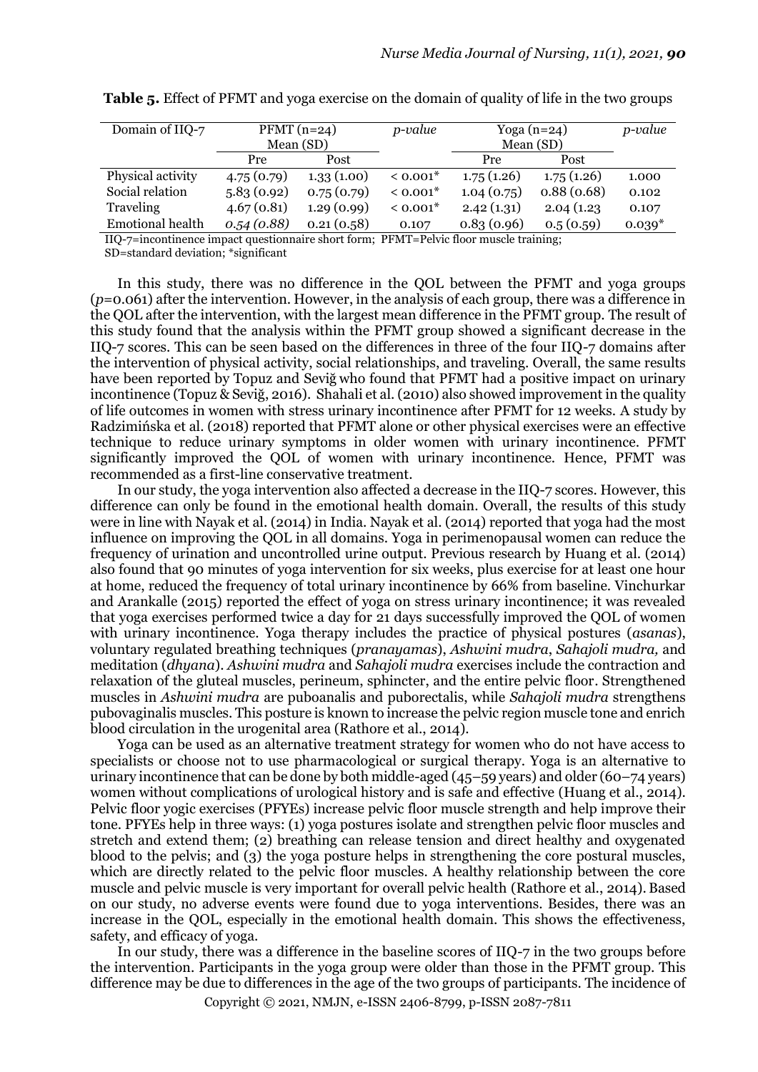**Table 5.** Effect of PFMT and yoga exercise on the domain of quality of life in the two groups

| Domain of IIQ-7 | PFMT (n=24) Mean (SD) | | *p-value* | Yoga (n=24) Mean (SD) | | *p-value* |
|---|---|---|---|---|---|---|
| | Pre | Post | | Pre | Post | |
| Physical activity | 4.75 (0.79) | 1.33 (1.00) | < 0.001* | 1.75 (1.26) | 1.75 (1.26) | 1.000 |
| Social relation | 5.83 (0.92) | 0.75 (0.79) | < 0.001* | 1.04 (0.75) | 0.88 (0.68) | 0.102 |
| Traveling | 4.67 (0.81) | 1.29 (0.99) | < 0.001* | 2.42 (1.31) | 2.04 (1.23 | 0.107 |
| Emotional health | *0.54 (0.88)* | 0.21 (0.58) | 0.107 | 0.83 (0.96) | 0.5 (0.59) | 0.039* |

IIQ-7=incontinence impact questionnaire short form; PFMT=Pelvic floor muscle training; SD=standard deviation; *significant

In this study, there was no difference in the QOL between the PFMT and yoga groups (*p*=0.061) after the intervention. However, in the analysis of each group, there was a difference in the QOL after the intervention, with the largest mean difference in the PFMT group. The result of this study found that the analysis within the PFMT group showed a significant decrease in the IIQ-7 scores. This can be seen based on the differences in three of the four IIQ-7 domains after the intervention of physical activity, social relationships, and traveling. Overall, the same results have been reported by Topuz and Seviğ who found that PFMT had a positive impact on urinary incontinence (Topuz & Seviğ, 2016). Shahali et al. (2010) also showed improvement in the quality of life outcomes in women with stress urinary incontinence after PFMT for 12 weeks. A study by Radzimińska et al. (2018) reported that PFMT alone or other physical exercises were an effective technique to reduce urinary symptoms in older women with urinary incontinence. PFMT significantly improved the QOL of women with urinary incontinence. Hence, PFMT was recommended as a first-line conservative treatment.

In our study, the yoga intervention also affected a decrease in the IIQ-7 scores. However, this difference can only be found in the emotional health domain. Overall, the results of this study were in line with Nayak et al. (2014) in India. Nayak et al. (2014) reported that yoga had the most influence on improving the QOL in all domains. Yoga in perimenopausal women can reduce the frequency of urination and uncontrolled urine output. Previous research by Huang et al. (2014) also found that 90 minutes of yoga intervention for six weeks, plus exercise for at least one hour at home, reduced the frequency of total urinary incontinence by 66% from baseline. Vinchurkar and Arankalle (2015) reported the effect of yoga on stress urinary incontinence; it was revealed that yoga exercises performed twice a day for 21 days successfully improved the QOL of women with urinary incontinence. Yoga therapy includes the practice of physical postures (*asanas*), voluntary regulated breathing techniques (*pranayamas*), *Ashwini mudra*, *Sahajoli mudra,* and meditation (*dhyana*). *Ashwini mudra* and *Sahajoli mudra* exercises include the contraction and relaxation of the gluteal muscles, perineum, sphincter, and the entire pelvic floor. Strengthened muscles in *Ashwini mudra* are puboanalis and puborectalis, while *Sahajoli mudra* strengthens pubovaginalis muscles. This posture is known to increase the pelvic region muscle tone and enrich blood circulation in the urogenital area (Rathore et al., 2014).

Yoga can be used as an alternative treatment strategy for women who do not have access to specialists or choose not to use pharmacological or surgical therapy. Yoga is an alternative to urinary incontinence that can be done by both middle-aged (45–59 years) and older (60–74 years) women without complications of urological history and is safe and effective (Huang et al., 2014). Pelvic floor yogic exercises (PFYEs) increase pelvic floor muscle strength and help improve their tone. PFYEs help in three ways: (1) yoga postures isolate and strengthen pelvic floor muscles and stretch and extend them; (2) breathing can release tension and direct healthy and oxygenated blood to the pelvis; and (3) the yoga posture helps in strengthening the core postural muscles, which are directly related to the pelvic floor muscles. A healthy relationship between the core muscle and pelvic muscle is very important for overall pelvic health (Rathore et al., 2014). Based on our study, no adverse events were found due to yoga interventions. Besides, there was an increase in the QOL, especially in the emotional health domain. This shows the effectiveness, safety, and efficacy of yoga.

In our study, there was a difference in the baseline scores of IIQ-7 in the two groups before the intervention. Participants in the yoga group were older than those in the PFMT group. This difference may be due to differences in the age of the two groups of participants. The incidence of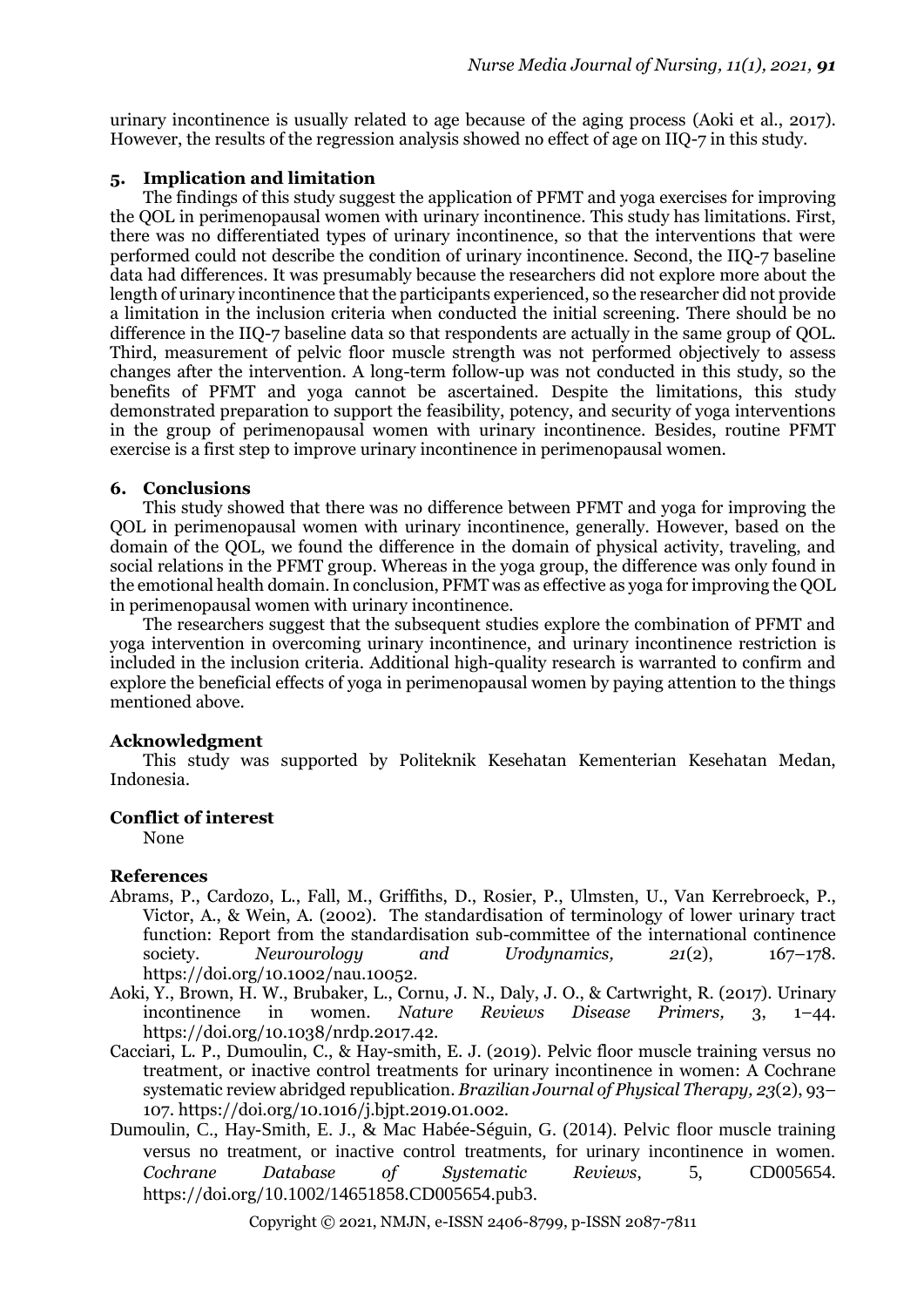urinary incontinence is usually related to age because of the aging process (Aoki et al., 2017). However, the results of the regression analysis showed no effect of age on IIQ-7 in this study.

## 5. Implication and limitation

The findings of this study suggest the application of PFMT and yoga exercises for improving the QOL in perimenopausal women with urinary incontinence. This study has limitations. First, there was no differentiated types of urinary incontinence, so that the interventions that were performed could not describe the condition of urinary incontinence. Second, the IIQ-7 baseline data had differences. It was presumably because the researchers did not explore more about the length of urinary incontinence that the participants experienced, so the researcher did not provide a limitation in the inclusion criteria when conducted the initial screening. There should be no difference in the IIQ-7 baseline data so that respondents are actually in the same group of QOL. Third, measurement of pelvic floor muscle strength was not performed objectively to assess changes after the intervention. A long-term follow-up was not conducted in this study, so the benefits of PFMT and yoga cannot be ascertained. Despite the limitations, this study demonstrated preparation to support the feasibility, potency, and security of yoga interventions in the group of perimenopausal women with urinary incontinence. Besides, routine PFMT exercise is a first step to improve urinary incontinence in perimenopausal women.

## 6. Conclusions

This study showed that there was no difference between PFMT and yoga for improving the QOL in perimenopausal women with urinary incontinence, generally. However, based on the domain of the QOL, we found the difference in the domain of physical activity, traveling, and social relations in the PFMT group. Whereas in the yoga group, the difference was only found in the emotional health domain. In conclusion, PFMT was as effective as yoga for improving the QOL in perimenopausal women with urinary incontinence.

The researchers suggest that the subsequent studies explore the combination of PFMT and yoga intervention in overcoming urinary incontinence, and urinary incontinence restriction is included in the inclusion criteria. Additional high-quality research is warranted to confirm and explore the beneficial effects of yoga in perimenopausal women by paying attention to the things mentioned above.

## Acknowledgment

This study was supported by Politeknik Kesehatan Kementerian Kesehatan Medan, Indonesia.

## Conflict of interest

None

## References

Abrams, P., Cardozo, L., Fall, M., Griffiths, D., Rosier, P., Ulmsten, U., Van Kerrebroeck, P., Victor, A., & Wein, A. (2002). The standardisation of terminology of lower urinary tract function: Report from the standardisation sub-committee of the international continence society. *Neurourology and Urodynamics, 21*(2), 167–178. https://doi.org/10.1002/nau.10052.

Aoki, Y., Brown, H. W., Brubaker, L., Cornu, J. N., Daly, J. O., & Cartwright, R. (2017). Urinary incontinence in women. *Nature Reviews Disease Primers,* 3, 1–44. https://doi.org/10.1038/nrdp.2017.42.

Cacciari, L. P., Dumoulin, C., & Hay-smith, E. J. (2019). Pelvic floor muscle training versus no treatment, or inactive control treatments for urinary incontinence in women: A Cochrane systematic review abridged republication. *Brazilian Journal of Physical Therapy, 23*(2), 93–107. https://doi.org/10.1016/j.bjpt.2019.01.002.

Dumoulin, C., Hay-Smith, E. J., & Mac Habée-Séguin, G. (2014). Pelvic floor muscle training versus no treatment, or inactive control treatments, for urinary incontinence in women. *Cochrane Database of Systematic Reviews*, 5, CD005654. https://doi.org/10.1002/14651858.CD005654.pub3.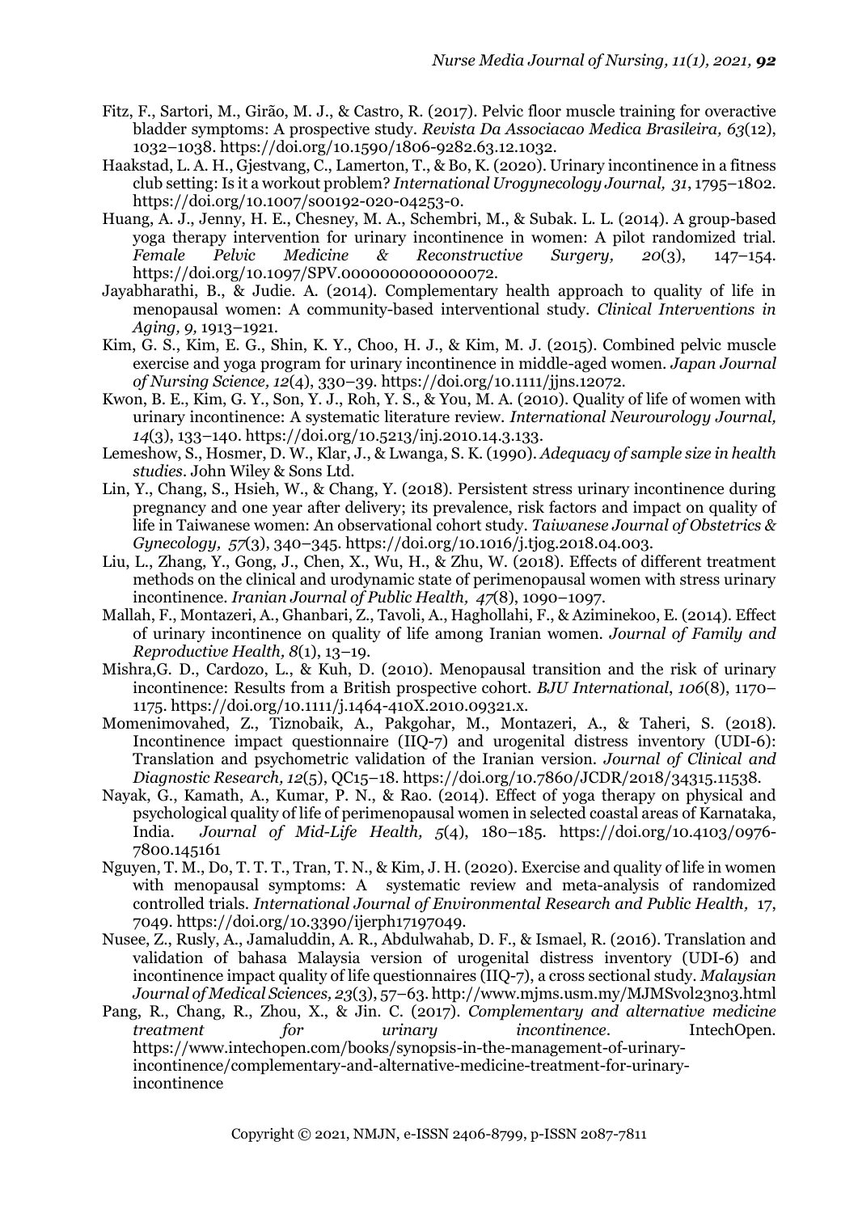Fitz, F., Sartori, M., Girão, M. J., & Castro, R. (2017). Pelvic floor muscle training for overactive bladder symptoms: A prospective study. *Revista Da Associacao Medica Brasileira, 63*(12), 1032–1038. https://doi.org/10.1590/1806-9282.63.12.1032.

Haakstad, L. A. H., Gjestvang, C., Lamerton, T., & Bo, K. (2020). Urinary incontinence in a fitness club setting: Is it a workout problem? *International Urogynecology Journal, 31*, 1795–1802. https://doi.org/10.1007/s00192-020-04253-0.

Huang, A. J., Jenny, H. E., Chesney, M. A., Schembri, M., & Subak. L. L. (2014). A group-based yoga therapy intervention for urinary incontinence in women: A pilot randomized trial. *Female Pelvic Medicine & Reconstructive Surgery, 20*(3), 147–154. https://doi.org/10.1097/SPV.0000000000000072.

Jayabharathi, B., & Judie. A. (2014). Complementary health approach to quality of life in menopausal women: A community-based interventional study. *Clinical Interventions in Aging, 9,* 1913–1921.

Kim, G. S., Kim, E. G., Shin, K. Y., Choo, H. J., & Kim, M. J. (2015). Combined pelvic muscle exercise and yoga program for urinary incontinence in middle-aged women. *Japan Journal of Nursing Science, 12*(4), 330–39. https://doi.org/10.1111/jjns.12072.

Kwon, B. E., Kim, G. Y., Son, Y. J., Roh, Y. S., & You, M. A. (2010). Quality of life of women with urinary incontinence: A systematic literature review. *International Neurourology Journal, 14*(3), 133–140. https://doi.org/10.5213/inj.2010.14.3.133.

Lemeshow, S., Hosmer, D. W., Klar, J., & Lwanga, S. K. (1990). *Adequacy of sample size in health studies*. John Wiley & Sons Ltd.

Lin, Y., Chang, S., Hsieh, W., & Chang, Y. (2018). Persistent stress urinary incontinence during pregnancy and one year after delivery; its prevalence, risk factors and impact on quality of life in Taiwanese women: An observational cohort study. *Taiwanese Journal of Obstetrics & Gynecology, 57*(3), 340–345. https://doi.org/10.1016/j.tjog.2018.04.003.

Liu, L., Zhang, Y., Gong, J., Chen, X., Wu, H., & Zhu, W. (2018). Effects of different treatment methods on the clinical and urodynamic state of perimenopausal women with stress urinary incontinence. *Iranian Journal of Public Health, 47*(8), 1090–1097.

Mallah, F., Montazeri, A., Ghanbari, Z., Tavoli, A., Haghollahi, F., & Aziminekoo, E. (2014). Effect of urinary incontinence on quality of life among Iranian women. *Journal of Family and Reproductive Health, 8*(1), 13–19.

Mishra,G. D., Cardozo, L., & Kuh, D. (2010). Menopausal transition and the risk of urinary incontinence: Results from a British prospective cohort. *BJU International*, *106*(8), 1170–1175. https://doi.org/10.1111/j.1464-410X.2010.09321.x.

Momenimovahed, Z., Tiznobaik, A., Pakgohar, M., Montazeri, A., & Taheri, S. (2018). Incontinence impact questionnaire (IIQ-7) and urogenital distress inventory (UDI-6): Translation and psychometric validation of the Iranian version. *Journal of Clinical and Diagnostic Research, 12*(5), QC15–18. https://doi.org/10.7860/JCDR/2018/34315.11538.

Nayak, G., Kamath, A., Kumar, P. N., & Rao. (2014). Effect of yoga therapy on physical and psychological quality of life of perimenopausal women in selected coastal areas of Karnataka, India. *Journal of Mid-Life Health, 5*(4), 180–185. https://doi.org/10.4103/0976-7800.145161

Nguyen, T. M., Do, T. T. T., Tran, T. N., & Kim, J. H. (2020). Exercise and quality of life in women with menopausal symptoms: A systematic review and meta-analysis of randomized controlled trials. *International Journal of Environmental Research and Public Health,* 17, 7049. https://doi.org/10.3390/ijerph17197049.

Nusee, Z., Rusly, A., Jamaluddin, A. R., Abdulwahab, D. F., & Ismael, R. (2016). Translation and validation of bahasa Malaysia version of urogenital distress inventory (UDI-6) and incontinence impact quality of life questionnaires (IIQ-7), a cross sectional study. *Malaysian Journal of Medical Sciences, 23*(3), 57–63. http://www.mjms.usm.my/MJMSvol23no3.html

Pang, R., Chang, R., Zhou, X., & Jin. C. (2017). *Complementary and alternative medicine treatment for urinary incontinence*. IntechOpen. https://www.intechopen.com/books/synopsis-in-the-management-of-urinary-incontinence/complementary-and-alternative-medicine-treatment-for-urinary-incontinence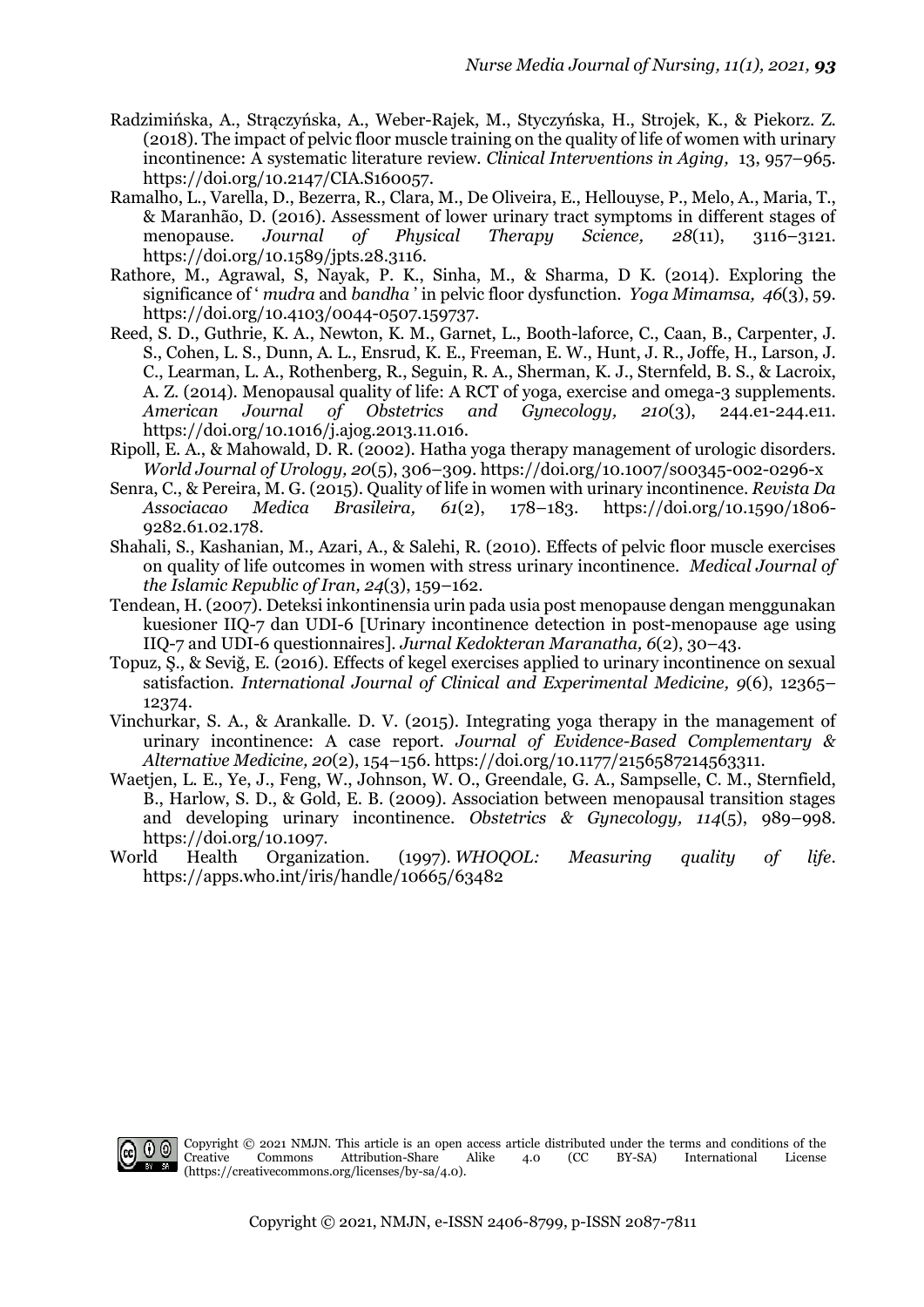Radzimińska, A., Strączyńska, A., Weber-Rajek, M., Styczyńska, H., Strojek, K., & Piekorz. Z. (2018). The impact of pelvic floor muscle training on the quality of life of women with urinary incontinence: A systematic literature review. *Clinical Interventions in Aging,* 13, 957–965. https://doi.org/10.2147/CIA.S160057.

Ramalho, L., Varella, D., Bezerra, R., Clara, M., De Oliveira, E., Hellouyse, P., Melo, A., Maria, T., & Maranhão, D. (2016). Assessment of lower urinary tract symptoms in different stages of menopause. *Journal of Physical Therapy Science, 28*(11), 3116–3121. https://doi.org/10.1589/jpts.28.3116.

Rathore, M., Agrawal, S, Nayak, P. K., Sinha, M., & Sharma, D K. (2014). Exploring the significance of ' *mudra* and *bandha* ' in pelvic floor dysfunction. *Yoga Mimamsa, 46*(3), 59. https://doi.org/10.4103/0044-0507.159737.

Reed, S. D., Guthrie, K. A., Newton, K. M., Garnet, L., Booth-laforce, C., Caan, B., Carpenter, J. S., Cohen, L. S., Dunn, A. L., Ensrud, K. E., Freeman, E. W., Hunt, J. R., Joffe, H., Larson, J. C., Learman, L. A., Rothenberg, R., Seguin, R. A., Sherman, K. J., Sternfeld, B. S., & Lacroix, A. Z. (2014). Menopausal quality of life: A RCT of yoga, exercise and omega-3 supplements. *American Journal of Obstetrics and Gynecology, 210*(3), 244.e1-244.e11. https://doi.org/10.1016/j.ajog.2013.11.016.

Ripoll, E. A., & Mahowald, D. R. (2002). Hatha yoga therapy management of urologic disorders. *World Journal of Urology, 20*(5), 306–309. https://doi.org/10.1007/s00345-002-0296-x

Senra, C., & Pereira, M. G. (2015). Quality of life in women with urinary incontinence. *Revista Da Associacao Medica Brasileira, 61*(2), 178–183. https://doi.org/10.1590/1806-9282.61.02.178.

Shahali, S., Kashanian, M., Azari, A., & Salehi, R. (2010). Effects of pelvic floor muscle exercises on quality of life outcomes in women with stress urinary incontinence. *Medical Journal of the Islamic Republic of Iran, 24*(3), 159–162.

Tendean, H. (2007). Deteksi inkontinensia urin pada usia post menopause dengan menggunakan kuesioner IIQ-7 dan UDI-6 [Urinary incontinence detection in post-menopause age using IIQ-7 and UDI-6 questionnaires]. *Jurnal Kedokteran Maranatha, 6*(2), 30–43.

Topuz, Ş., & Seviğ, E. (2016). Effects of kegel exercises applied to urinary incontinence on sexual satisfaction. *International Journal of Clinical and Experimental Medicine, 9*(6), 12365–12374.

Vinchurkar, S. A., & Arankalle. D. V. (2015). Integrating yoga therapy in the management of urinary incontinence: A case report. *Journal of Evidence-Based Complementary & Alternative Medicine, 20*(2), 154–156. https://doi.org/10.1177/2156587214563311.

Waetjen, L. E., Ye, J., Feng, W., Johnson, W. O., Greendale, G. A., Sampselle, C. M., Sternfield, B., Harlow, S. D., & Gold, E. B. (2009). Association between menopausal transition stages and developing urinary incontinence. *Obstetrics & Gynecology, 114*(5), 989–998. https://doi.org/10.1097.

World Health Organization. (1997). *WHOQOL: Measuring quality of life*. https://apps.who.int/iris/handle/10665/63482

Copyright © 2021 NMJN. This article is an open access article distributed under the terms and conditions of the Creative Commons Attribution-Share Alike 4.0 (CC BY-SA) International License (https://creativecommons.org/licenses/by-sa/4.0).